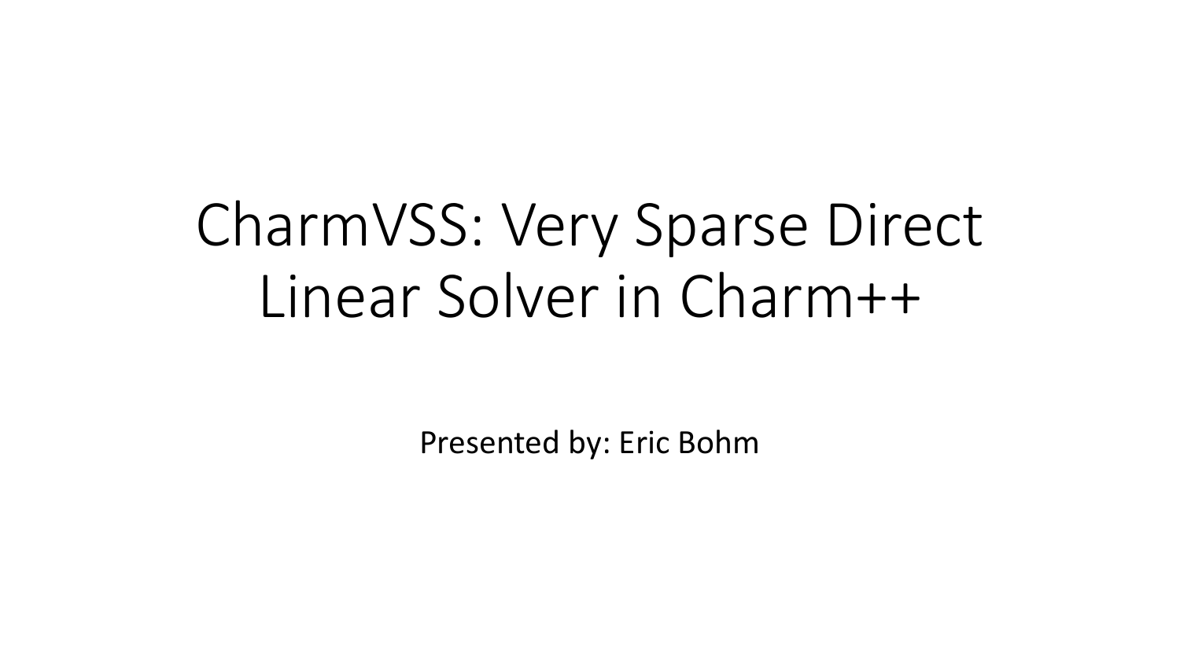# CharmVSS: Very Sparse Direct Linear Solver in Charm++

Presented by: Eric Bohm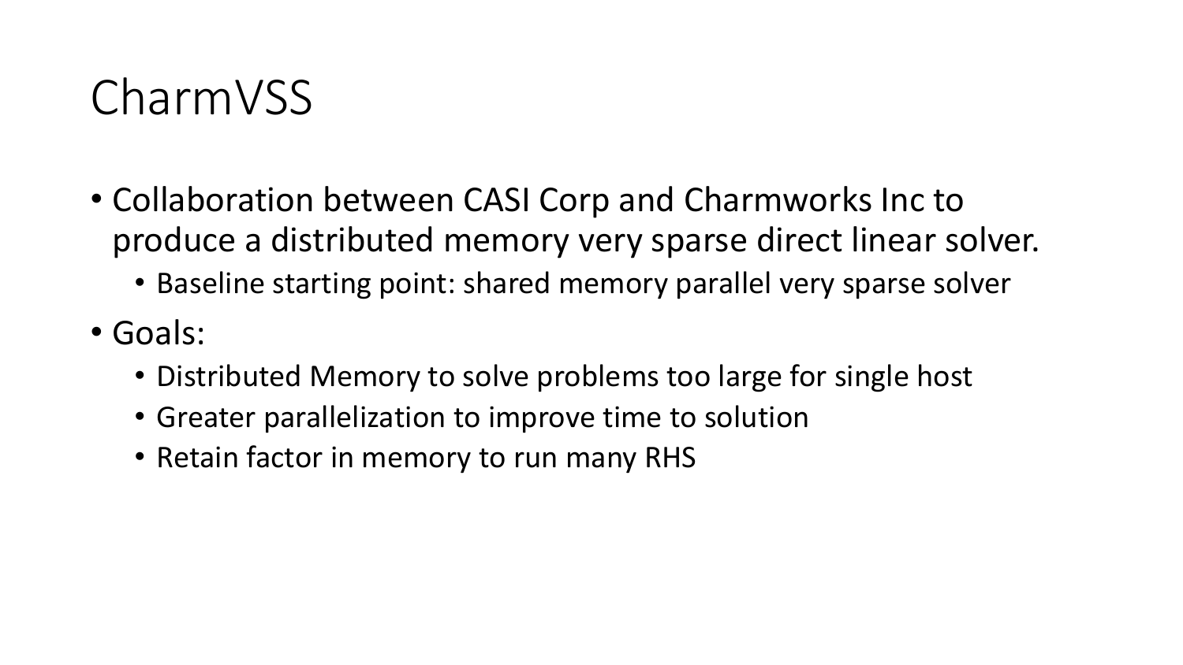# CharmVSS

- Collaboration between CASI Corp and Charmworks Inc to produce a distributed memory very sparse direct linear solver.
  - Baseline starting point: shared memory parallel very sparse solver
- Goals:
  - Distributed Memory to solve problems too large for single host
  - Greater parallelization to improve time to solution
  - Retain factor in memory to run many RHS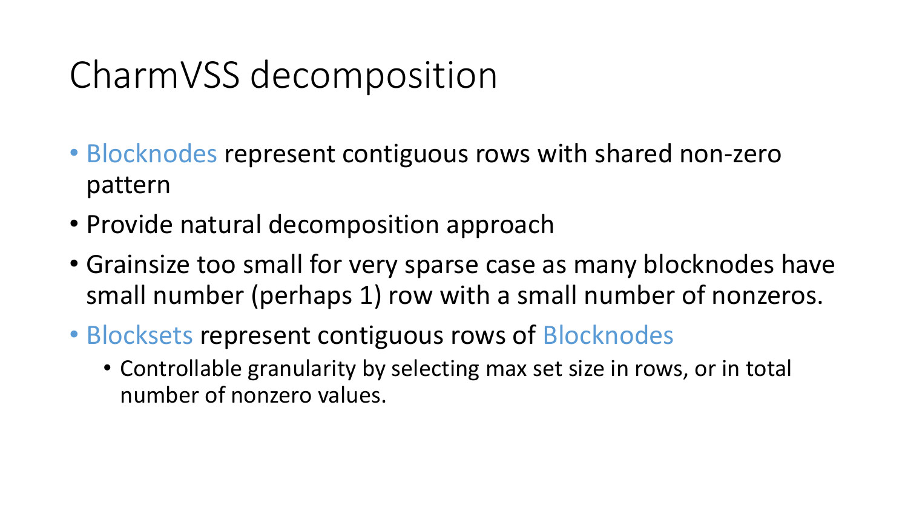# CharmVSS decomposition

- Blocknodes represent contiguous rows with shared non-zero pattern
- Provide natural decomposition approach
- Grainsize too small for very sparse case as many blocknodes have small number (perhaps 1) row with a small number of nonzeros.
- Blocksets represent contiguous rows of Blocknodes
  - Controllable granularity by selecting max set size in rows, or in total number of nonzero values.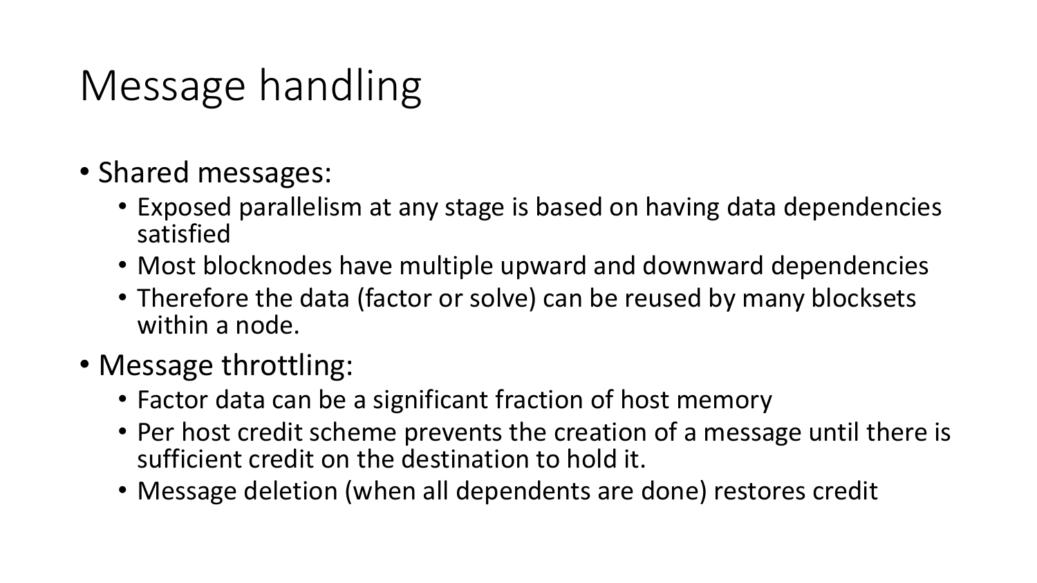# Message handling

- Shared messages:
  - Exposed parallelism at any stage is based on having data dependencies satisfied
  - Most blocknodes have multiple upward and downward dependencies
  - Therefore the data (factor or solve) can be reused by many blocksets within a node.
- Message throttling:
  - Factor data can be a significant fraction of host memory
  - Per host credit scheme prevents the creation of a message until there is sufficient credit on the destination to hold it.
  - Message deletion (when all dependents are done) restores credit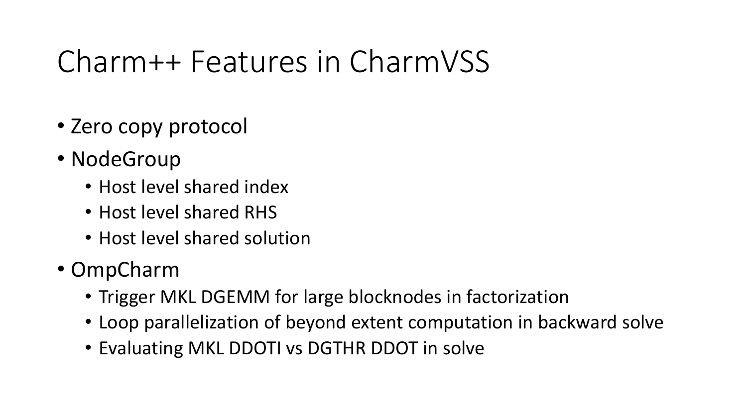# Charm++ Features in CharmVSS

- Zero copy protocol
- NodeGroup
  - Host level shared index
  - Host level shared RHS
  - Host level shared solution
- OmpCharm
  - Trigger MKL DGEMM for large blocknodes in factorization
  - Loop parallelization of beyond extent computation in backward solve
  - Evaluating MKL DDOTI vs DGTHR DDOT in solve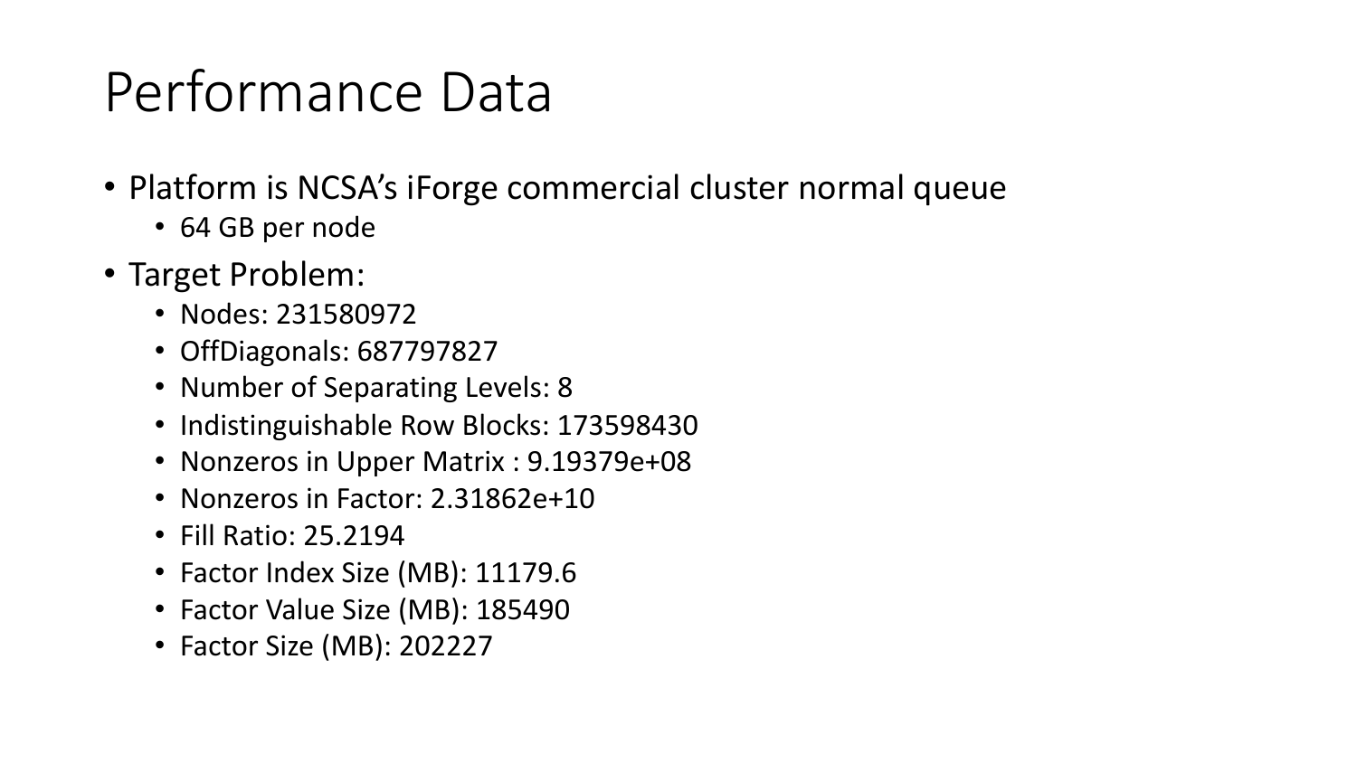# Performance Data

- Platform is NCSA's iForge commercial cluster normal queue
  - 64 GB per node
- Target Problem:
  - Nodes: 231580972
  - OffDiagonals: 687797827
  - Number of Separating Levels: 8
  - Indistinguishable Row Blocks: 173598430
  - Nonzeros in Upper Matrix : 9.19379e+08
  - Nonzeros in Factor: 2.31862e+10
  - Fill Ratio: 25.2194
  - Factor Index Size (MB): 11179.6
  - Factor Value Size (MB): 185490
  - Factor Size (MB): 202227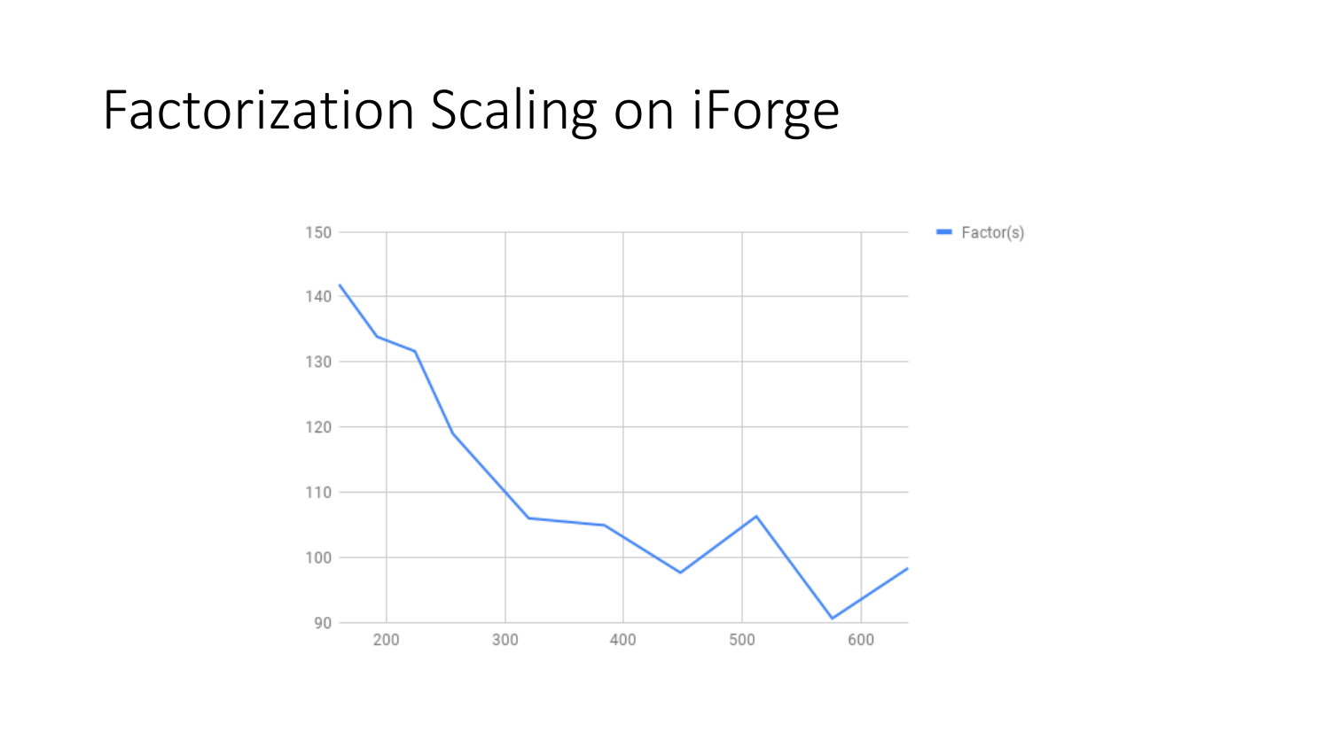# Factorization Scaling on iForge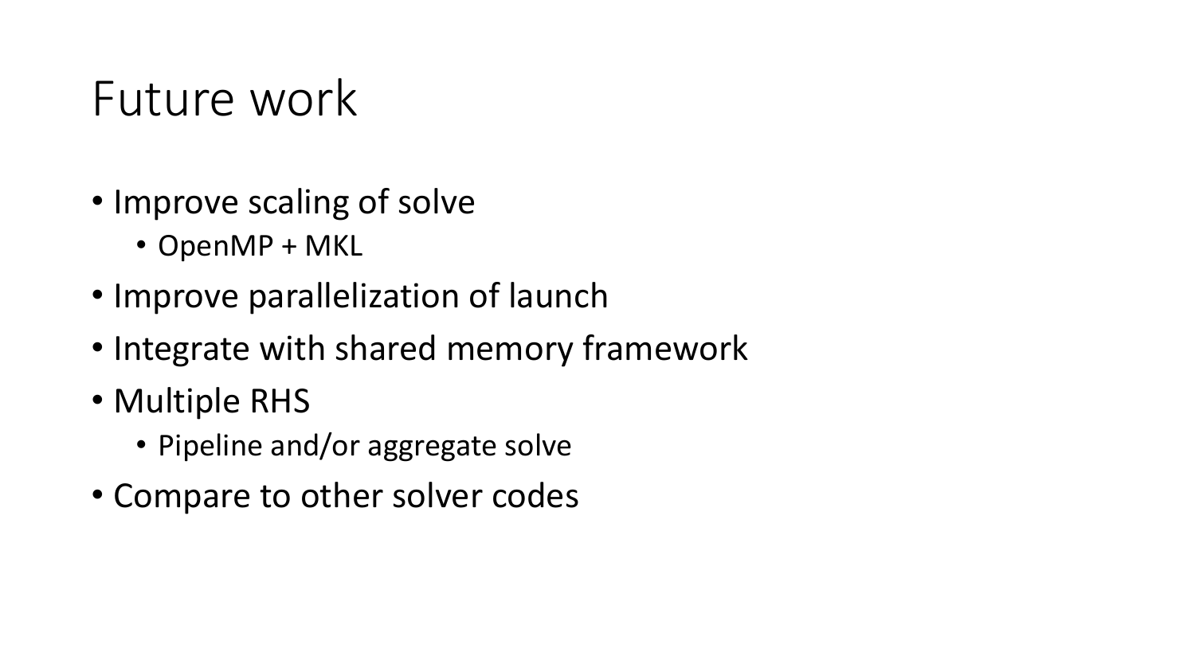# Future work

- Improve scaling of solve
    - OpenMP + MKL
- Improve parallelization of launch
- Integrate with shared memory framework
- Multiple RHS
    - Pipeline and/or aggregate solve
- Compare to other solver codes